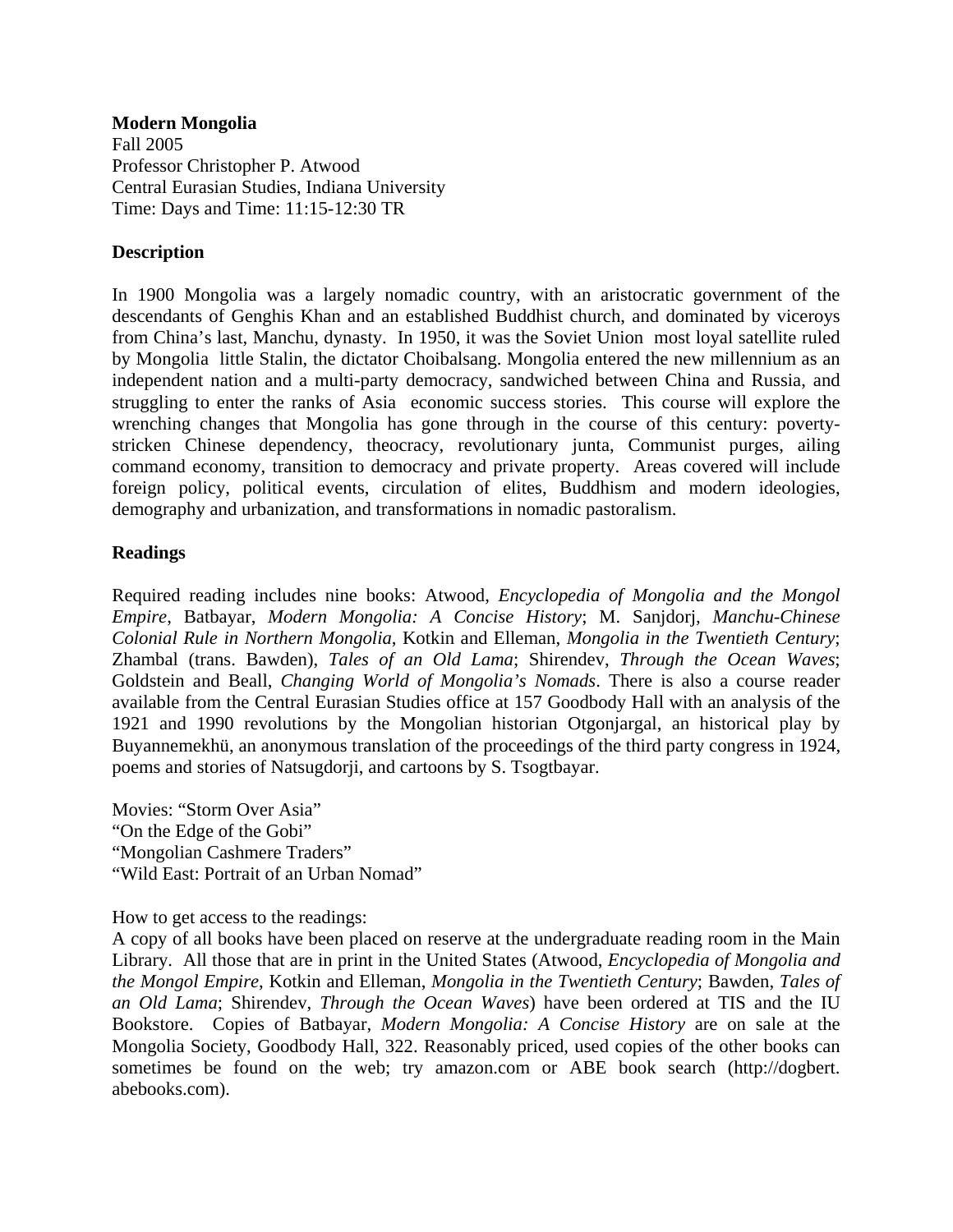**Modern Mongolia**
Fall 2005
Professor Christopher P. Atwood
Central Eurasian Studies, Indiana University
Time: Days and Time: 11:15-12:30 TR

**Description**

In 1900 Mongolia was a largely nomadic country, with an aristocratic government of the descendants of Genghis Khan and an established Buddhist church, and dominated by viceroys from China's last, Manchu, dynasty. In 1950, it was the Soviet Union most loyal satellite ruled by Mongolia little Stalin, the dictator Choibalsang. Mongolia entered the new millennium as an independent nation and a multi-party democracy, sandwiched between China and Russia, and struggling to enter the ranks of Asia economic success stories. This course will explore the wrenching changes that Mongolia has gone through in the course of this century: poverty-stricken Chinese dependency, theocracy, revolutionary junta, Communist purges, ailing command economy, transition to democracy and private property. Areas covered will include foreign policy, political events, circulation of elites, Buddhism and modern ideologies, demography and urbanization, and transformations in nomadic pastoralism.

**Readings**

Required reading includes nine books: Atwood, *Encyclopedia of Mongolia and the Mongol Empire*, Batbayar, *Modern Mongolia: A Concise History*; M. Sanjdorj, *Manchu-Chinese Colonial Rule in Northern Mongolia*, Kotkin and Elleman, *Mongolia in the Twentieth Century*; Zhambal (trans. Bawden), *Tales of an Old Lama*; Shirendev, *Through the Ocean Waves*; Goldstein and Beall, *Changing World of Mongolia's Nomads*. There is also a course reader available from the Central Eurasian Studies office at 157 Goodbody Hall with an analysis of the 1921 and 1990 revolutions by the Mongolian historian Otgonjargal, an historical play by Buyannemekhü, an anonymous translation of the proceedings of the third party congress in 1924, poems and stories of Natsugdorji, and cartoons by S. Tsogtbayar.

Movies: "Storm Over Asia"
"On the Edge of the Gobi"
"Mongolian Cashmere Traders"
"Wild East: Portrait of an Urban Nomad"

How to get access to the readings:
A copy of all books have been placed on reserve at the undergraduate reading room in the Main Library. All those that are in print in the United States (Atwood, *Encyclopedia of Mongolia and the Mongol Empire*, Kotkin and Elleman, *Mongolia in the Twentieth Century*; Bawden, *Tales of an Old Lama*; Shirendev, *Through the Ocean Waves*) have been ordered at TIS and the IU Bookstore. Copies of Batbayar, *Modern Mongolia: A Concise History* are on sale at the Mongolia Society, Goodbody Hall, 322. Reasonably priced, used copies of the other books can sometimes be found on the web; try amazon.com or ABE book search (http://dogbert. abebooks.com).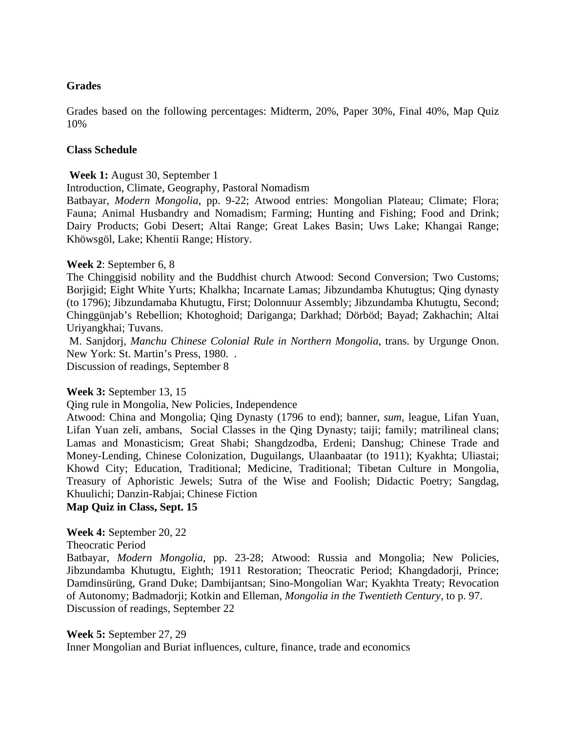**Grades**

Grades based on the following percentages: Midterm, 20%, Paper 30%, Final 40%, Map Quiz 10%

**Class Schedule**

**Week 1:** August 30, September 1
Introduction, Climate, Geography, Pastoral Nomadism
Batbayar, *Modern Mongolia*, pp. 9-22; Atwood entries: Mongolian Plateau; Climate; Flora; Fauna; Animal Husbandry and Nomadism; Farming; Hunting and Fishing; Food and Drink; Dairy Products; Gobi Desert; Altai Range; Great Lakes Basin; Uws Lake; Khangai Range; Khöwsgöl, Lake; Khentii Range; History.

**Week 2**: September 6, 8
The Chinggisid nobility and the Buddhist church Atwood: Second Conversion; Two Customs; Borjigid; Eight White Yurts; Khalkha; Incarnate Lamas; Jibzundamba Khutugtus; Qing dynasty (to 1796); Jibzundamaba Khutugtu, First; Dolonnuur Assembly; Jibzundamba Khutugtu, Second; Chinggünjab's Rebellion; Khotoghoid; Dariganga; Darkhad; Dörböd; Bayad; Zakhachin; Altai Uriyangkhai; Tuvans.
M. Sanjdorj, *Manchu Chinese Colonial Rule in Northern Mongolia*, trans. by Urgunge Onon. New York: St. Martin's Press, 1980. .
Discussion of readings, September 8

**Week 3:** September 13, 15
Qing rule in Mongolia, New Policies, Independence
Atwood: China and Mongolia; Qing Dynasty (1796 to end); banner, *sum*, league, Lifan Yuan, Lifan Yuan zeli, ambans, Social Classes in the Qing Dynasty; taiji; family; matrilineal clans; Lamas and Monasticism; Great Shabi; Shangdzodba, Erdeni; Danshug; Chinese Trade and Money-Lending, Chinese Colonization, Duguilangs, Ulaanbaatar (to 1911); Kyakhta; Uliastai; Khowd City; Education, Traditional; Medicine, Traditional; Tibetan Culture in Mongolia, Treasury of Aphoristic Jewels; Sutra of the Wise and Foolish; Didactic Poetry; Sangdag, Khuulichi; Danzin-Rabjai; Chinese Fiction
**Map Quiz in Class, Sept. 15**

**Week 4:** September 20, 22
Theocratic Period
Batbayar, *Modern Mongolia*, pp. 23-28; Atwood: Russia and Mongolia; New Policies, Jibzundamba Khutugtu, Eighth; 1911 Restoration; Theocratic Period; Khangdadorji, Prince; Damdinsürüng, Grand Duke; Dambijantsan; Sino-Mongolian War; Kyakhta Treaty; Revocation of Autonomy; Badmadorji; Kotkin and Elleman, *Mongolia in the Twentieth Century*, to p. 97.
Discussion of readings, September 22

**Week 5:** September 27, 29
Inner Mongolian and Buriat influences, culture, finance, trade and economics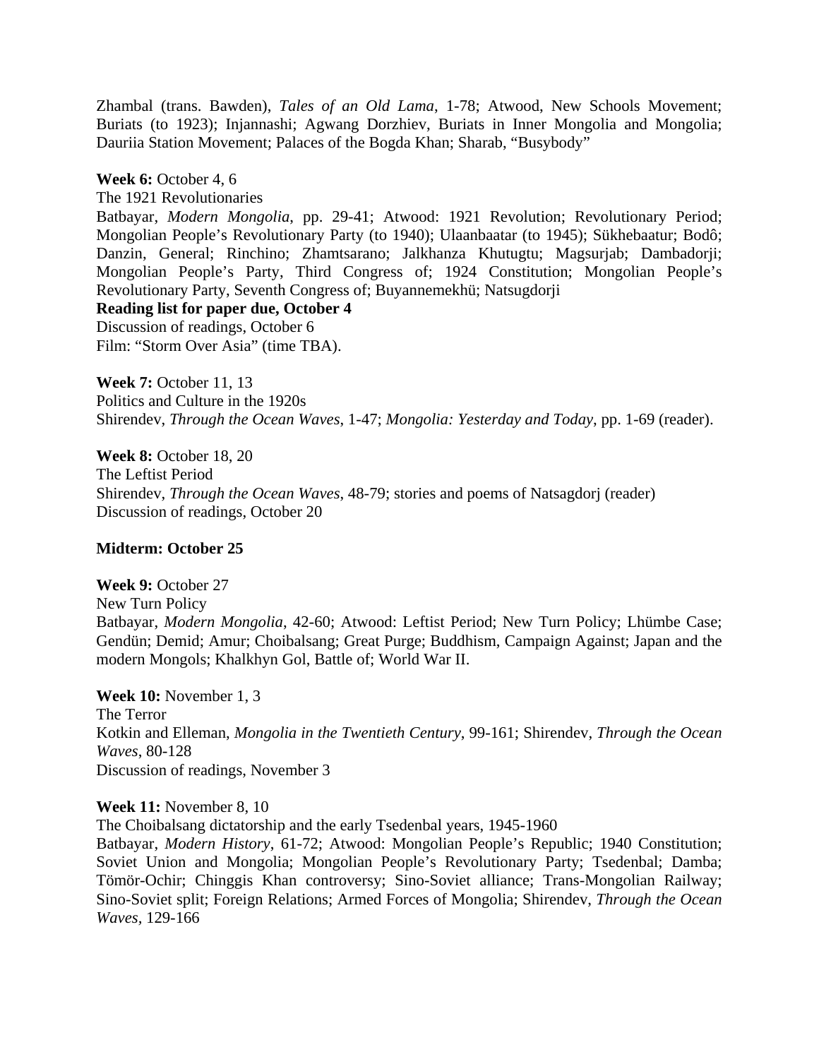Zhambal (trans. Bawden), *Tales of an Old Lama*, 1-78; Atwood, New Schools Movement; Buriats (to 1923); Injannashi; Agwang Dorzhiev, Buriats in Inner Mongolia and Mongolia; Dauriia Station Movement; Palaces of the Bogda Khan; Sharab, "Busybody"

**Week 6:** October 4, 6
The 1921 Revolutionaries
Batbayar, *Modern Mongolia*, pp. 29-41; Atwood: 1921 Revolution; Revolutionary Period; Mongolian People's Revolutionary Party (to 1940); Ulaanbaatar (to 1945); Sükhebaatur; Bodô; Danzin, General; Rinchino; Zhamtsarano; Jalkhanza Khutugtu; Magsurjab; Dambadorji; Mongolian People's Party, Third Congress of; 1924 Constitution; Mongolian People's Revolutionary Party, Seventh Congress of; Buyannemekhü; Natsugdorji
**Reading list for paper due, October 4**
Discussion of readings, October 6
Film: "Storm Over Asia" (time TBA).

**Week 7:** October 11, 13
Politics and Culture in the 1920s
Shirendev, *Through the Ocean Waves*, 1-47; *Mongolia: Yesterday and Today*, pp. 1-69 (reader).

**Week 8:** October 18, 20
The Leftist Period
Shirendev, *Through the Ocean Waves*, 48-79; stories and poems of Natsagdorj (reader)
Discussion of readings, October 20

**Midterm: October 25**

**Week 9:** October 27
New Turn Policy
Batbayar, *Modern Mongolia*, 42-60; Atwood: Leftist Period; New Turn Policy; Lhümbe Case; Gendün; Demid; Amur; Choibalsang; Great Purge; Buddhism, Campaign Against; Japan and the modern Mongols; Khalkhyn Gol, Battle of; World War II.

**Week 10:** November 1, 3
The Terror
Kotkin and Elleman, *Mongolia in the Twentieth Century*, 99-161; Shirendev, *Through the Ocean Waves*, 80-128
Discussion of readings, November 3

**Week 11:** November 8, 10
The Choibalsang dictatorship and the early Tsedenbal years, 1945-1960
Batbayar, *Modern History*, 61-72; Atwood: Mongolian People's Republic; 1940 Constitution; Soviet Union and Mongolia; Mongolian People's Revolutionary Party; Tsedenbal; Damba; Tömör-Ochir; Chinggis Khan controversy; Sino-Soviet alliance; Trans-Mongolian Railway; Sino-Soviet split; Foreign Relations; Armed Forces of Mongolia; Shirendev, *Through the Ocean Waves*, 129-166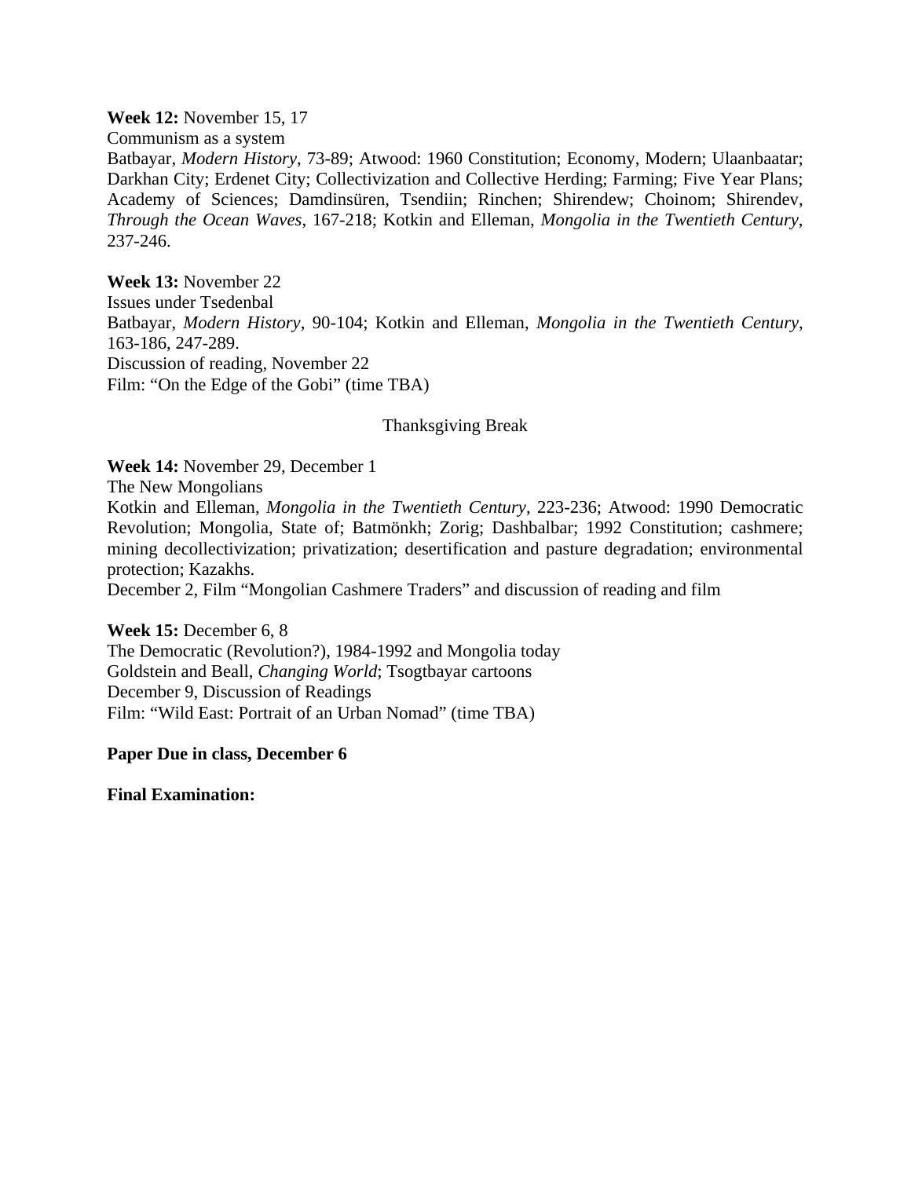**Week 12:** November 15, 17
Communism as a system
Batbayar, *Modern History*, 73-89; Atwood: 1960 Constitution; Economy, Modern; Ulaanbaatar; Darkhan City; Erdenet City; Collectivization and Collective Herding; Farming; Five Year Plans; Academy of Sciences; Damdinsüren, Tsendiin; Rinchen; Shirendew; Choinom; Shirendev, *Through the Ocean Waves*, 167-218; Kotkin and Elleman, *Mongolia in the Twentieth Century*, 237-246.

**Week 13:** November 22
Issues under Tsedenbal
Batbayar, *Modern History*, 90-104; Kotkin and Elleman, *Mongolia in the Twentieth Century*, 163-186, 247-289.
Discussion of reading, November 22
Film: "On the Edge of the Gobi" (time TBA)

Thanksgiving Break

**Week 14:** November 29, December 1
The New Mongolians
Kotkin and Elleman, *Mongolia in the Twentieth Century*, 223-236; Atwood: 1990 Democratic Revolution; Mongolia, State of; Batmönkh; Zorig; Dashbalbar; 1992 Constitution; cashmere; mining decollectivization; privatization; desertification and pasture degradation; environmental protection; Kazakhs.
December 2, Film "Mongolian Cashmere Traders" and discussion of reading and film

**Week 15:** December 6, 8
The Democratic (Revolution?), 1984-1992 and Mongolia today
Goldstein and Beall, *Changing World*; Tsogtbayar cartoons
December 9, Discussion of Readings
Film: "Wild East: Portrait of an Urban Nomad" (time TBA)

**Paper Due in class, December 6**

**Final Examination:**